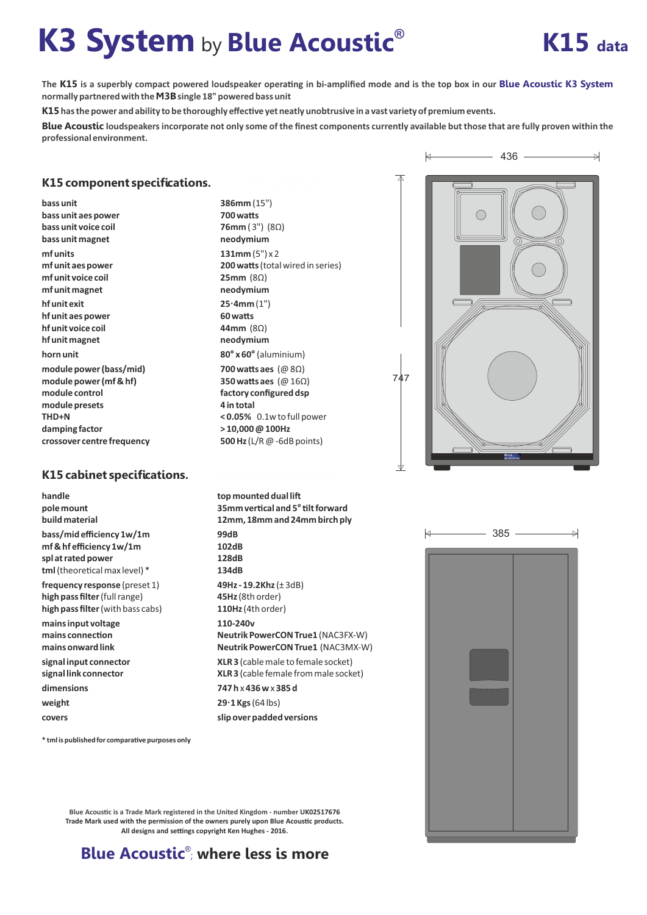# K3 System by Blue Acoustic®

## K15 data

The **K15** is a superbly compact powered loudspeaker operating in bi-amplified mode and is the top box in our **Blue Acoustic K3 System** normally partnered with the **M3B** single 18" powered bass unit

**K15** has the power and ability to be thoroughly effective yet neatly unobtrusive in a vast variety of premium events.

**Blue Acoustic** loudspeakers incorporate not only some of the finest components currently available but those that are fully proven within the professional environment.

## K15 component specifications.

| | |
|---|---|
| bass unit | **386mm** (15") |
| bass unit aes power | **700 watts** |
| bass unit voice coil | **76mm** ( 3") (8Ω) |
| bass unit magnet | **neodymium** |
| mf units | **131mm** (5") x 2 |
| mf unit aes power | **200 watts** (total wired in series) |
| mf unit voice coil | **25mm** (8Ω) |
| mf unit magnet | **neodymium** |
| hf unit exit | **25·4mm** (1") |
| hf unit aes power | **60 watts** |
| hf unit voice coil | **44mm** (8Ω) |
| hf unit magnet | **neodymium** |
| horn unit | **80° x 60°** (aluminium) |
| module power (bass/mid) | **700 watts aes** (@ 8Ω) |
| module power (mf & hf) | **350 watts aes** (@ 16Ω) |
| module control | **factory configured dsp** |
| module presets | **4 in total** |
| THD+N | **< 0.05%** 0.1w to full power |
| damping factor | **> 10,000 @ 100Hz** |
| crossover centre frequency | **500 Hz** (L/R @ -6dB points) |

## K15 cabinet specifications.

| | |
|---|---|
| handle | **top mounted dual lift** |
| pole mount | **35mm vertical and 5° tilt forward** |
| build material | **12mm, 18mm and 24mm birch ply** |
| bass/mid efficiency 1w/1m | **99dB** |
| mf & hf efficiency 1w/1m | **102dB** |
| spl at rated power | **128dB** |
| **tml** (theoretical max level) * | **134dB** |
| **frequency response** (preset 1) | **49Hz - 19.2Khz** (± 3dB) |
| **high pass filter** (full range) | **45Hz** (8th order) |
| **high pass filter** (with bass cabs) | **110Hz** (4th order) |
| mains input voltage | **110-240v** |
| mains connection | **Neutrik PowerCON True1** (NAC3FX-W) |
| mains onward link | **Neutrik PowerCON True1** (NAC3MX-W) |
| signal input connector | **XLR 3** (cable male to female socket) |
| signal link connector | **XLR 3** (cable female from male socket) |
| dimensions | **747 h x 436 w x 385 d** |
| weight | **29·1 Kgs** (64 lbs) |
| covers | **slip over padded versions** |

**\* tml is published for comparative purposes only**

436

747

385

Blue Acoustic is a Trade Mark registered in the United Kingdom - number UK02517676
Trade Mark used with the permission of the owners purely upon Blue Acoustic products.
All designs and settings copyright Ken Hughes - 2016.

**Blue Acoustic®; where less is more**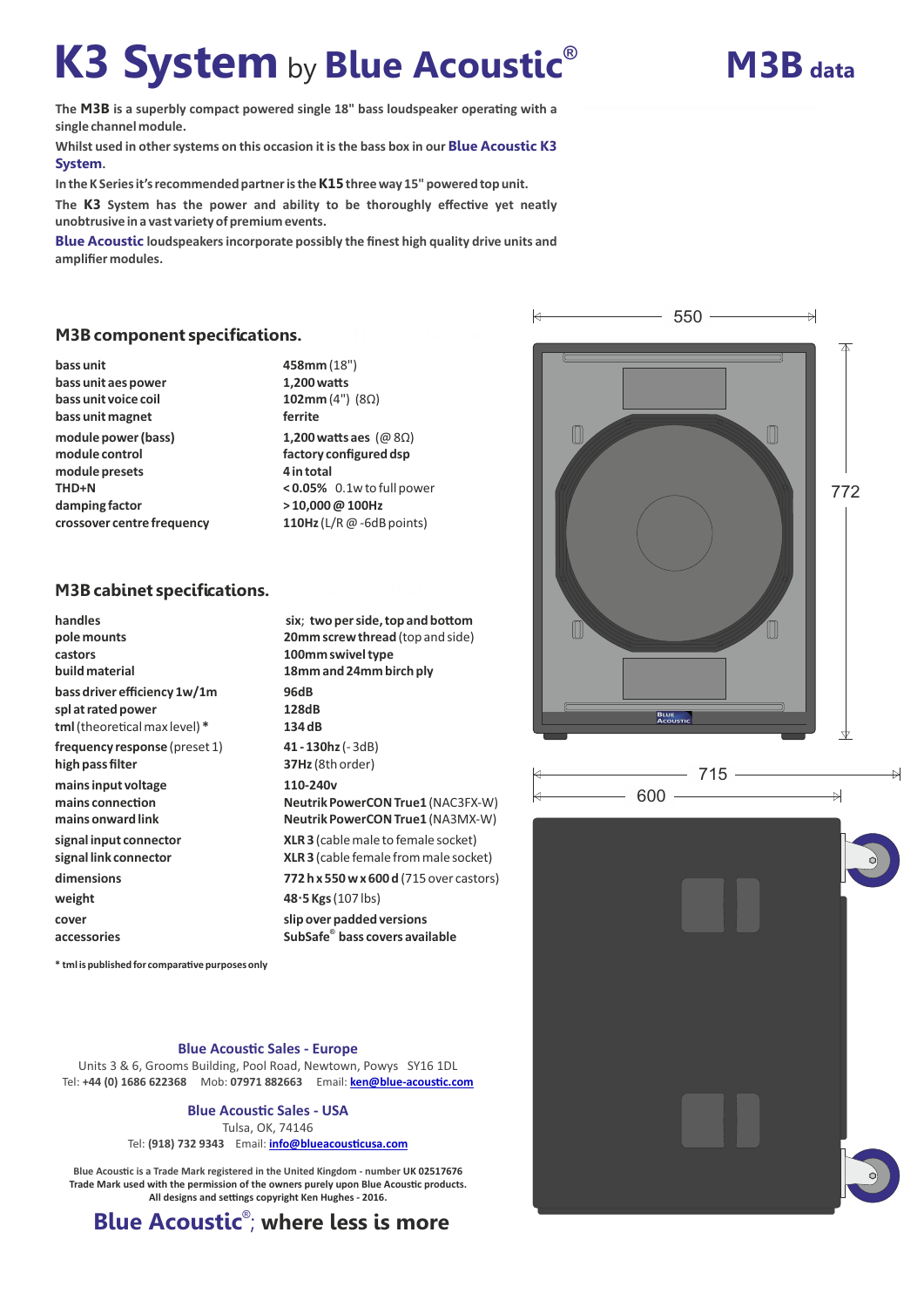# K3 System by Blue Acoustic®

# M3B data

The **M3B** is a superbly compact powered single 18" bass loudspeaker operating with a single channel module.

Whilst used in other systems on this occasion it is the bass box in our **Blue Acoustic K3 System**.

In the K Series it's recommended partner is the **K15** three way 15" powered top unit.

The **K3** System has the power and ability to be thoroughly effective yet neatly unobtrusive in a vast variety of premium events.

**Blue Acoustic** loudspeakers incorporate possibly the finest high quality drive units and amplifier modules.

## M3B component specifications.

| | |
|---|---|
| bass unit | **458mm** (18") |
| bass unit aes power | **1,200 watts** |
| bass unit voice coil | **102mm** (4") (8Ω) |
| bass unit magnet | **ferrite** |
| module power (bass) | **1,200 watts aes** (@ 8Ω) |
| module control | **factory configured dsp** |
| module presets | **4 in total** |
| THD+N | **< 0.05%** 0.1w to full power |
| damping factor | **> 10,000 @ 100Hz** |
| crossover centre frequency | **110Hz** (L/R @ -6dB points) |

## M3B cabinet specifications.

| | |
|---|---|
| handles | **six; two per side, top and bottom** |
| pole mounts | **20mm screw thread** (top and side) |
| castors | **100mm swivel type** |
| build material | **18mm and 24mm birch ply** |
| bass driver efficiency 1w/1m | **96dB** |
| spl at rated power | **128dB** |
| **tml** (theoretical max level) * | **134 dB** |
| **frequency response** (preset 1) | **41 - 130hz** (-3dB) |
| high pass filter | **37Hz** (8th order) |
| mains input voltage | **110-240v** |
| mains connection | **Neutrik PowerCON True1** (NAC3FX-W) |
| mains onward link | **Neutrik PowerCON True1** (NA3MX-W) |
| signal input connector | **XLR 3** (cable male to female socket) |
| signal link connector | **XLR 3** (cable female from male socket) |
| dimensions | **772 h x 550 w x 600 d** (715 over castors) |
| weight | **48·5 Kgs** (107 lbs) |
| cover | **slip over padded versions** |
| accessories | **SubSafe® bass covers available** |

\* tml is published for comparative purposes only

550

772

715

600

**Blue Acoustic Sales - Europe**

Units 3 & 6, Grooms Building, Pool Road, Newtown, Powys SY16 1DL
Tel: **+44 (0) 1686 622368** Mob: **07971 882663** Email: **ken@blue-acoustic.com**

**Blue Acoustic Sales - USA**

Tulsa, OK, 74146
Tel: **(918) 732 9343** Email: **info@blueacousticusa.com**

**Blue Acoustic is a Trade Mark registered in the United Kingdom - number UK 02517676**
**Trade Mark used with the permission of the owners purely upon Blue Acoustic products.**
**All designs and settings copyright Ken Hughes - 2016.**

**Blue Acoustic®; where less is more**